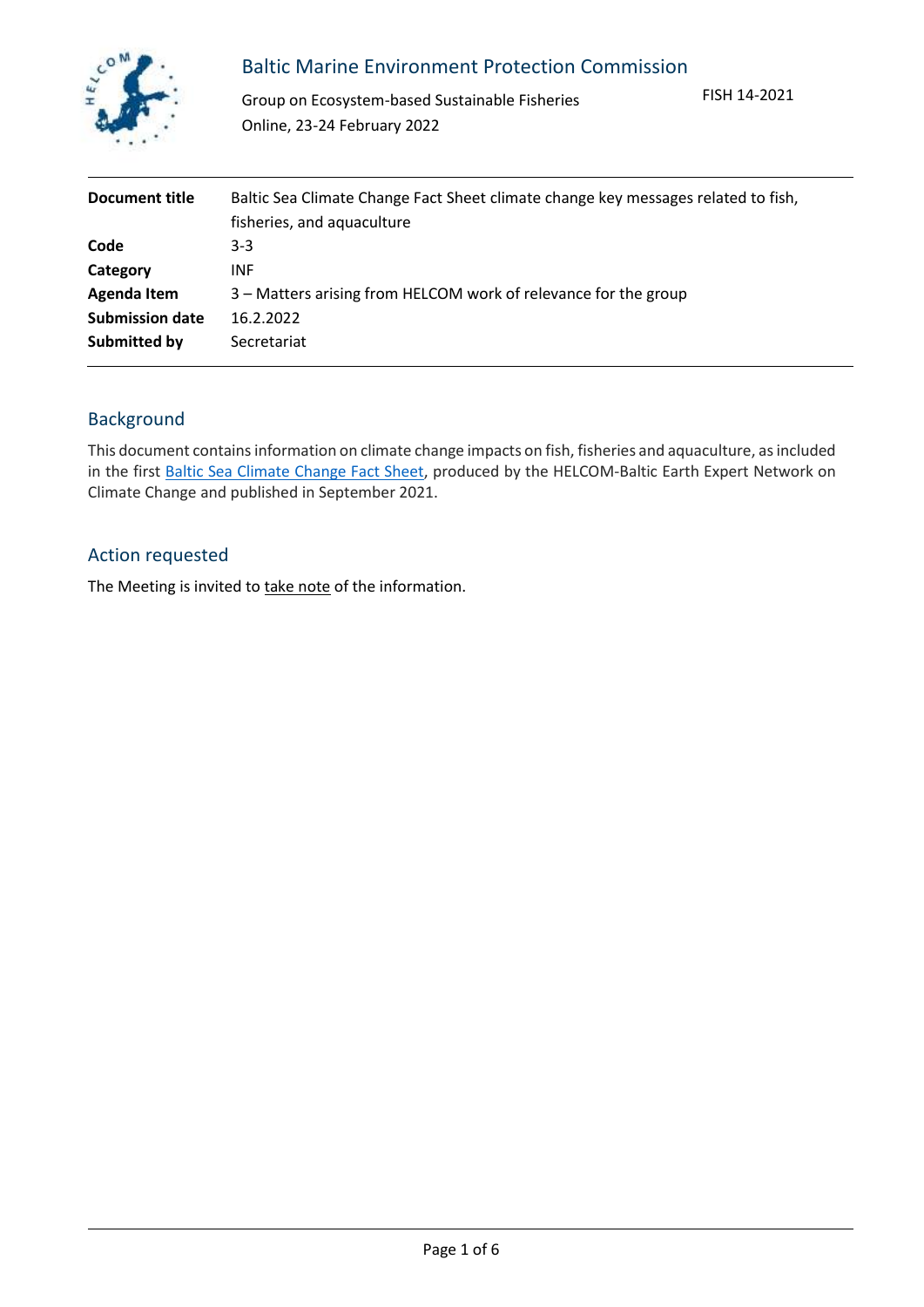# Baltic Marine Environment Protection Commission

Group on Ecosystem-based Sustainable Fisheries
Online, 23-24 February 2022

FISH 14-2021

| | |
|---|---|
| **Document title** | Baltic Sea Climate Change Fact Sheet climate change key messages related to fish, fisheries, and aquaculture |
| **Code** | 3-3 |
| **Category** | INF |
| **Agenda Item** | 3 – Matters arising from HELCOM work of relevance for the group |
| **Submission date** | 16.2.2022 |
| **Submitted by** | Secretariat |

## Background

This document contains information on climate change impacts on fish, fisheries and aquaculture, as included in the first Baltic Sea Climate Change Fact Sheet, produced by the HELCOM-Baltic Earth Expert Network on Climate Change and published in September 2021.

## Action requested

The Meeting is invited to take note of the information.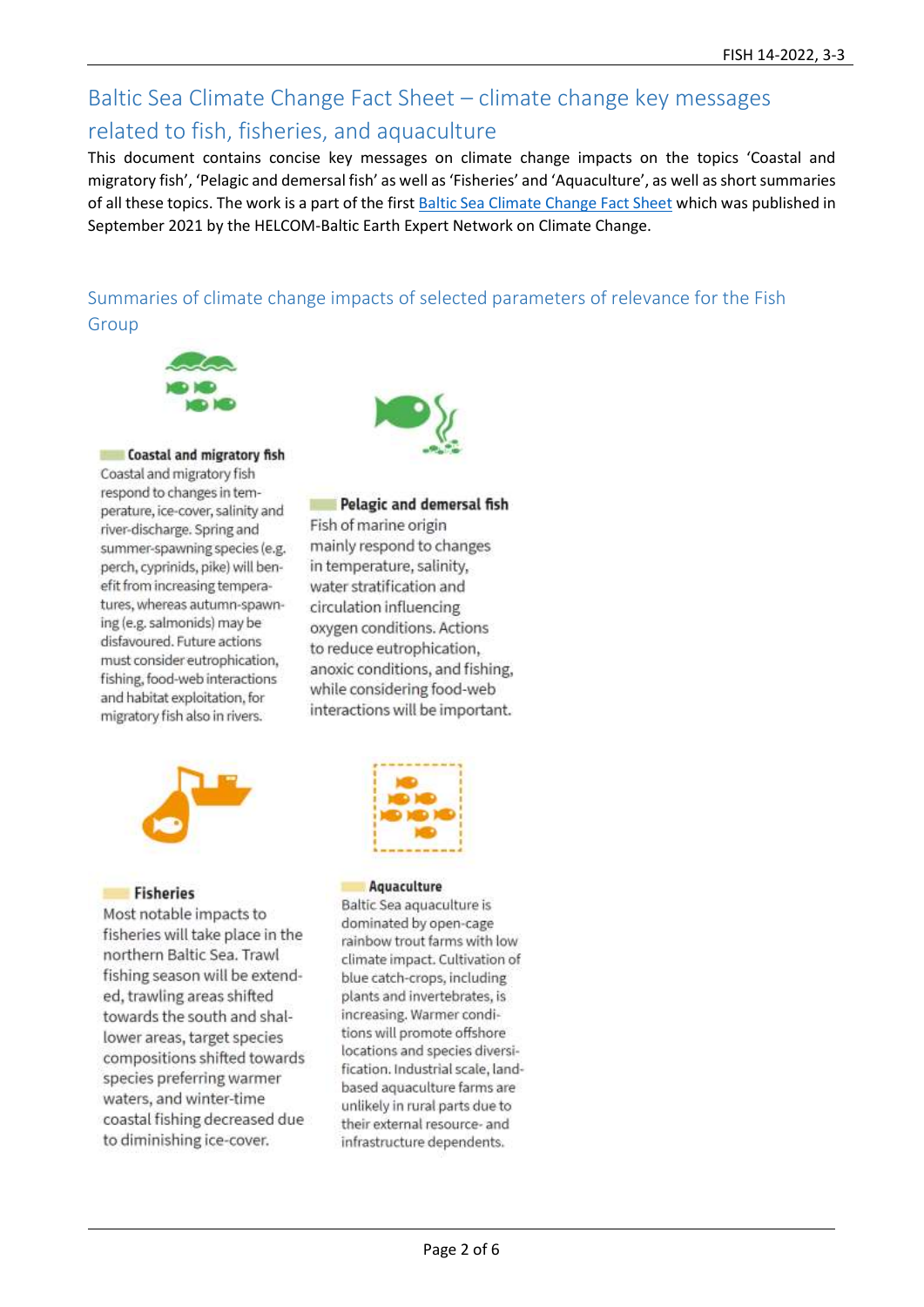## Baltic Sea Climate Change Fact Sheet – climate change key messages related to fish, fisheries, and aquaculture

This document contains concise key messages on climate change impacts on the topics 'Coastal and migratory fish', 'Pelagic and demersal fish' as well as 'Fisheries' and 'Aquaculture', as well as short summaries of all these topics. The work is a part of the first [Baltic Sea Climate Change Fact Sheet]() which was published in September 2021 by the HELCOM-Baltic Earth Expert Network on Climate Change.

### Summaries of climate change impacts of selected parameters of relevance for the Fish Group

**Coastal and migratory fish**

Coastal and migratory fish respond to changes in temperature, ice-cover, salinity and river-discharge. Spring and summer-spawning species (e.g. perch, cyprinids, pike) will benefit from increasing temperatures, whereas autumn-spawning (e.g. salmonids) may be disfavoured. Future actions must consider eutrophication, fishing, food-web interactions and habitat exploitation, for migratory fish also in rivers.

**Pelagic and demersal fish**

Fish of marine origin mainly respond to changes in temperature, salinity, water stratification and circulation influencing oxygen conditions. Actions to reduce eutrophication, anoxic conditions, and fishing, while considering food-web interactions will be important.

**Fisheries**

Most notable impacts to fisheries will take place in the northern Baltic Sea. Trawl fishing season will be extended, trawling areas shifted towards the south and shallower areas, target species compositions shifted towards species preferring warmer waters, and winter-time coastal fishing decreased due to diminishing ice-cover.

**Aquaculture**

Baltic Sea aquaculture is dominated by open-cage rainbow trout farms with low climate impact. Cultivation of blue catch-crops, including plants and invertebrates, is increasing. Warmer conditions will promote offshore locations and species diversification. Industrial scale, land-based aquaculture farms are unlikely in rural parts due to their external resource- and infrastructure dependents.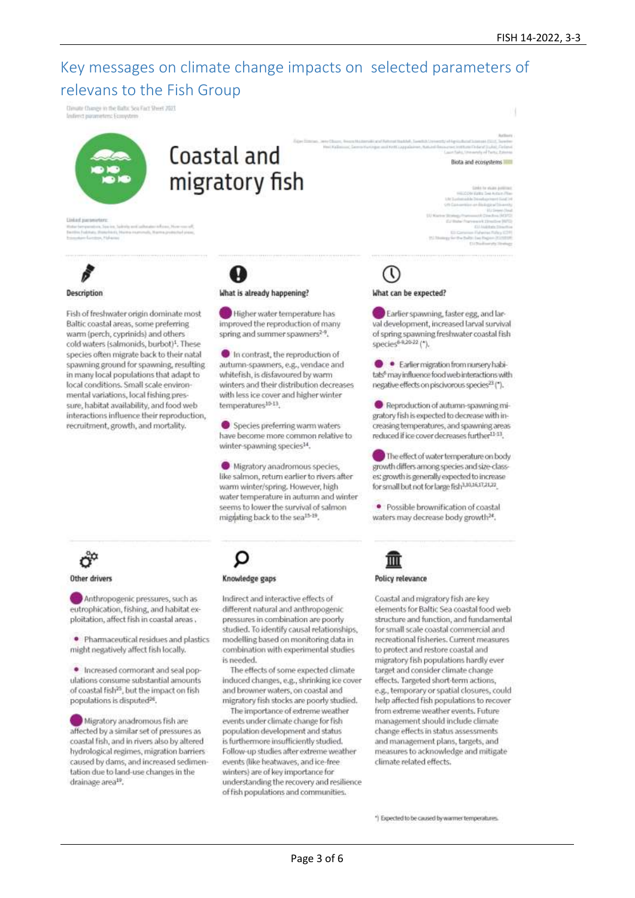# Key messages on climate change impacts on selected parameters of relevans to the Fish Group

Climate Change in the Baltic Sea Fact Sheet 2021
Indirect parameters: Ecosystem

## Coastal and migratory fish

Biota and ecosystems

### Description

Fish of freshwater origin dominate most Baltic coastal areas, some preferring warm (perch, cyprinids) and others cold waters (salmonids, burbot)[1]. These species often migrate back to their natal spawning ground for spawning, resulting in many local populations that adapt to local conditions. Small scale environmental variations, local fishing pressure, habitat availability, and food web interactions influence their reproduction, recruitment, growth, and mortality.

### What is already happening?

- Higher water temperature has improved the reproduction of many spring and summer spawners[2-9].
- In contrast, the reproduction of autumn-spawners, e.g., vendace and whitefish, is disfavoured by warm winters and their distribution decreases with less ice cover and higher winter temperatures[10-13].
- Species preferring warm waters have become more common relative to winter-spawning species[14].
- Migratory anadromous species, like salmon, return earlier to rivers after warm winter/spring. However, high water temperature in autumn and winter seems to lower the survival of salmon migrating back to the sea[15-19].

### What can be expected?

- Earlier spawning, faster egg, and larval development, increased larval survival of spring spawning freshwater coastal fish species[6-9,20-22] (*).
- Earlier migration from nursery habitats[6] may influence food web interactions with negative effects on piscivorous species[23] (*).
- Reproduction of autumn-spawning migratory fish is expected to decrease with increasing temperatures, and spawning areas reduced if ice cover decreases further[11-13].
- The effect of water temperature on body growth differs among species and size-classes: growth is generally expected to increase for small but not for large fish[3,10,16,17,21,22].
- Possible brownification of coastal waters may decrease body growth[24].

### Other drivers

- Anthropogenic pressures, such as eutrophication, fishing, and habitat exploitation, affect fish in coastal areas.
- Pharmaceutical residues and plastics might negatively affect fish locally.
- Increased cormorant and seal populations consume substantial amounts of coastal fish[25], but the impact on fish populations is disputed[26].
- Migratory anadromous fish are affected by a similar set of pressures as coastal fish, and in rivers also by altered hydrological regimes, migration barriers caused by dams, and increased sedimentation due to land-use changes in the drainage area[19].

### Knowledge gaps

Indirect and interactive effects of different natural and anthropogenic pressures in combination are poorly studied. To identify causal relationships, modelling based on monitoring data in combination with experimental studies is needed.

The effects of some expected climate induced changes, e.g., shrinking ice cover and browner waters, on coastal and migratory fish stocks are poorly studied.

The importance of extreme weather events under climate change for fish population development and status is furthermore insufficiently studied. Follow-up studies after extreme weather events (like heatwaves, and ice-free winters) are of key importance for understanding the recovery and resilience of fish populations and communities.

### Policy relevance

Coastal and migratory fish are key elements for Baltic Sea coastal food web structure and function, and fundamental for small scale coastal commercial and recreational fisheries. Current measures to protect and restore coastal and migratory fish populations hardly ever target and consider climate change effects. Targeted short-term actions, e.g., temporary or spatial closures, could help affected fish populations to recover from extreme weather events. Future management should include climate change effects in status assessments and management plans, targets, and measures to acknowledge and mitigate climate related effects.

*) Expected to be caused by warmer temperatures.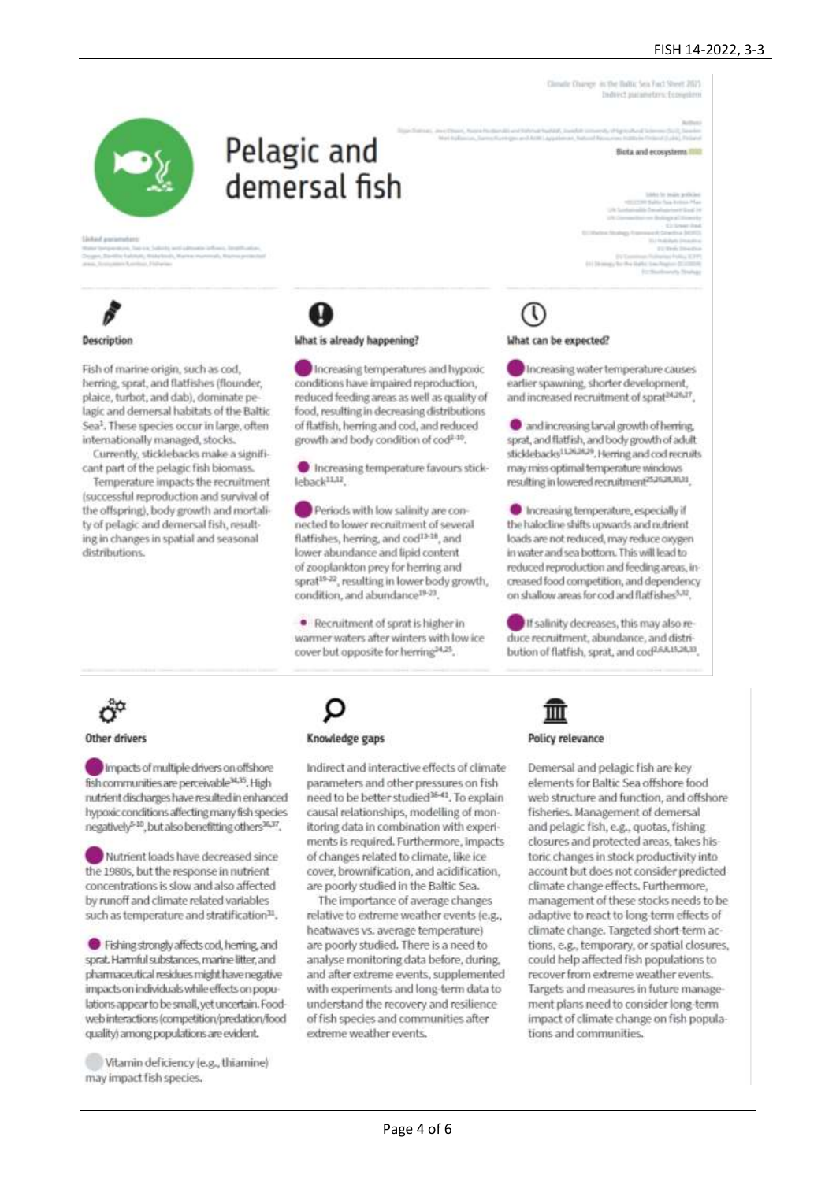# Pelagic and demersal fish

### Description

Fish of marine origin, such as cod, herring, sprat, and flatfishes (flounder, plaice, turbot, and dab), dominate pelagic and demersal habitats of the Baltic Sea[1]. These species occur in large, often internationally managed, stocks.

Currently, sticklebacks make a significant part of the pelagic fish biomass.

Temperature impacts the recruitment (successful reproduction and survival of the offspring), body growth and mortality of pelagic and demersal fish, resulting in changes in spatial and seasonal distributions.

### What is already happening?

- Increasing temperatures and hypoxic conditions have impaired reproduction, reduced feeding areas as well as quality of food, resulting in decreasing distributions of flatfish, herring and cod, and reduced growth and body condition of cod[2-10].
- Increasing temperature favours stickleback[11,12].
- Periods with low salinity are connected to lower recruitment of several flatfishes, herring, and cod[13-18], and lower abundance and lipid content of zooplankton prey for herring and sprat[19-22], resulting in lower body growth, condition, and abundance[19-23].
- Recruitment of sprat is higher in warmer waters after winters with low ice cover but opposite for herring[24,25].

### What can be expected?

- Increasing water temperature causes earlier spawning, shorter development, and increased recruitment of sprat[24,26,27],
- and increasing larval growth of herring, sprat, and flatfish, and body growth of adult sticklebacks[11,26,28,29]. Herring and cod recruits may miss optimal temperature windows resulting in lowered recruitment[25,26,28,30,31].
- Increasing temperature, especially if the halocline shifts upwards and nutrient loads are not reduced, may reduce oxygen in water and sea bottom. This will lead to reduced reproduction and feeding areas, increased food competition, and dependency on shallow areas for cod and flatfishes[5,32].
- If salinity decreases, this may also reduce recruitment, abundance, and distribution of flatfish, sprat, and cod[2,4,8,15,28,33].

### Other drivers

- Impacts of multiple drivers on offshore fish communities are perceivable[34,35]. High nutrient discharges have resulted in enhanced hypoxic conditions affecting many fish species negatively[5-10], but also benefitting others[36,37].
- Nutrient loads have decreased since the 1980s, but the response in nutrient concentrations is slow and also affected by runoff and climate related variables such as temperature and stratification[31].
- Fishing strongly affects cod, herring, and sprat. Harmful substances, marine litter, and pharmaceutical residues might have negative impacts on individuals while effects on populations appear to be small, yet uncertain. Food-web interactions (competition/predation/food quality) among populations are evident.
- Vitamin deficiency (e.g., thiamine) may impact fish species.

### Knowledge gaps

Indirect and interactive effects of climate parameters and other pressures on fish need to be better studied[38-41]. To explain causal relationships, modelling of monitoring data in combination with experiments is required. Furthermore, impacts of changes related to climate, like ice cover, brownification, and acidification, are poorly studied in the Baltic Sea.

The importance of average changes relative to extreme weather events (e.g., heatwaves vs. average temperature) are poorly studied. There is a need to analyse monitoring data before, during, and after extreme events, supplemented with experiments and long-term data to understand the recovery and resilience of fish species and communities after extreme weather events.

### Policy relevance

Demersal and pelagic fish are key elements for Baltic Sea offshore food web structure and function, and offshore fisheries. Management of demersal and pelagic fish, e.g., quotas, fishing closures and protected areas, takes historic changes in stock productivity into account but does not consider predicted climate change effects. Furthermore, management of these stocks needs to be adaptive to react to long-term effects of climate change. Targeted short-term actions, e.g., temporary, or spatial closures, could help affected fish populations to recover from extreme weather events. Targets and measures in future management plans need to consider long-term impact of climate change on fish populations and communities.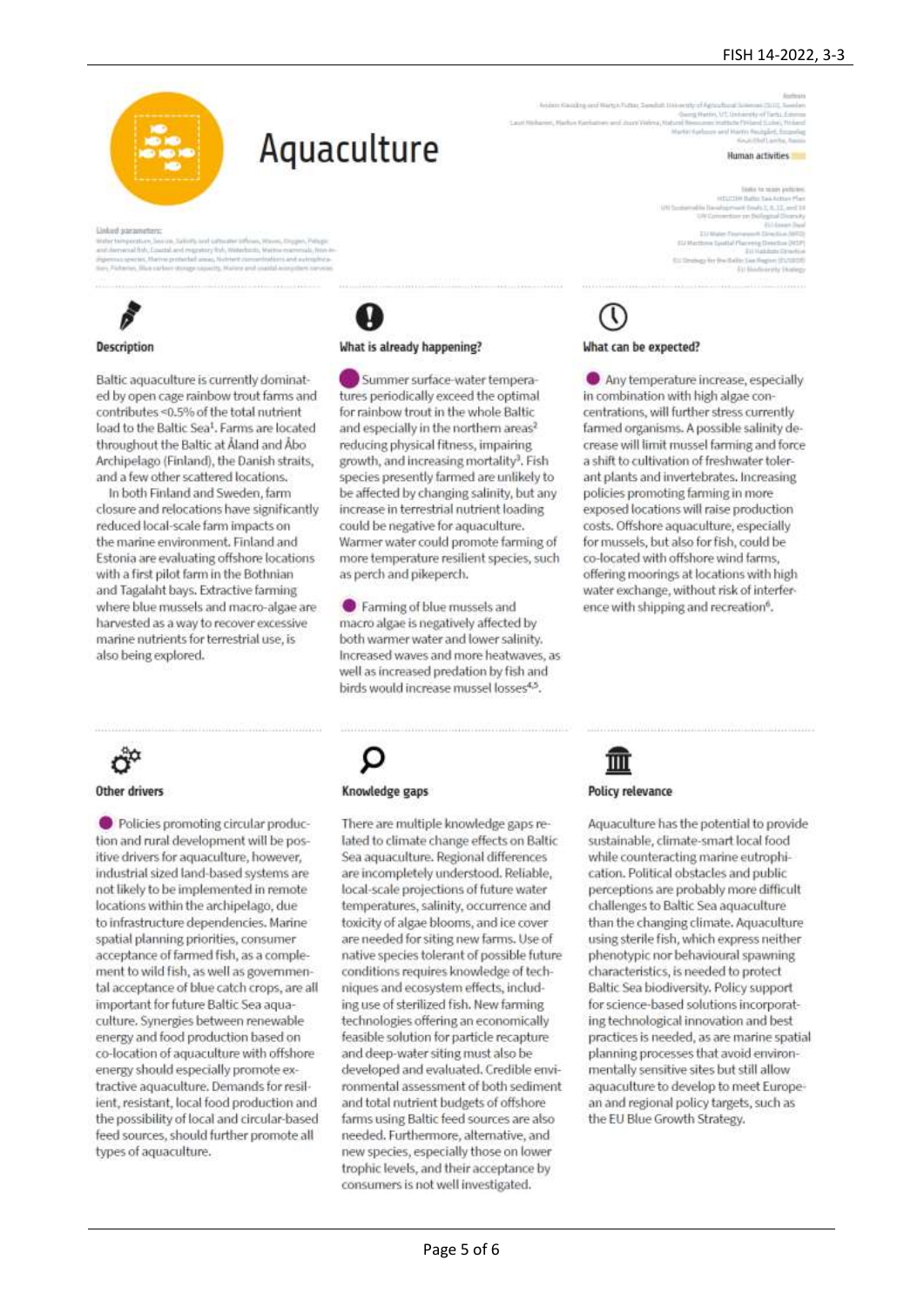# Aquaculture

Authors
Anders Kiessling and Martyn Futter, Swedish University of Agricultural Sciences (SLU), Sweden
Georg Martin, UT, University of Tartu, Estonia
Lauri Niskanen, Markus Kankainen and Jouni Vielma, Natural Resources Institute Finland (Luke), Finland
Martin Karlsson and Martin Rezgald, Ecopelag
Kouli Olof Lamila, Nasio

Human activities

Links to main policies:
HELCOM Baltic Sea Action Plan
UN Sustainable Development Goals 2, 6, 12, and 14
UN Convention on Biological Diversity
EU Green Deal
EU Water Framework Directive (WFD)
EU Maritime Spatial Planning Directive (MSP)
EU Habitats Directive
EU Strategy for the Baltic Sea Region (EUSBSR)
EU Biodiversity Strategy

Linked parameters:
Water temperature, Sea ice, Salinity and saltwater inflows, Waves, Oxygen, Pelagic and demersal fish, Coastal and migratory fish, Waterbirds, Marine mammals, Non-indigenous species, Marine protected areas, Nutrient concentrations and eutrophication, Fisheries, Blue carbon storage capacity, Marine and coastal ecosystem services

## Description

Baltic aquaculture is currently dominated by open cage rainbow trout farms and contributes <0.5% of the total nutrient load to the Baltic Sea[1]. Farms are located throughout the Baltic at Åland and Åbo Archipelago (Finland), the Danish straits, and a few other scattered locations.

In both Finland and Sweden, farm closure and relocations have significantly reduced local-scale farm impacts on the marine environment. Finland and Estonia are evaluating offshore locations with a first pilot farm in the Bothnian and Tagalaht bays. Extractive farming where blue mussels and macro-algae are harvested as a way to recover excessive marine nutrients for terrestrial use, is also being explored.

## What is already happening?

Summer surface-water temperatures periodically exceed the optimal for rainbow trout in the whole Baltic and especially in the northern areas[2] reducing physical fitness, impairing growth, and increasing mortality[3]. Fish species presently farmed are unlikely to be affected by changing salinity, but any increase in terrestrial nutrient loading could be negative for aquaculture. Warmer water could promote farming of more temperature resilient species, such as perch and pikeperch.

Farming of blue mussels and macro algae is negatively affected by both warmer water and lower salinity. Increased waves and more heatwaves, as well as increased predation by fish and birds would increase mussel losses[4,5].

## What can be expected?

Any temperature increase, especially in combination with high algae concentrations, will further stress currently farmed organisms. A possible salinity decrease will limit mussel farming and force a shift to cultivation of freshwater tolerant plants and invertebrates. Increasing policies promoting farming in more exposed locations will raise production costs. Offshore aquaculture, especially for mussels, but also for fish, could be co-located with offshore wind farms, offering moorings at locations with high water exchange, without risk of interference with shipping and recreation[6].

## Other drivers

Policies promoting circular production and rural development will be positive drivers for aquaculture, however, industrial sized land-based systems are not likely to be implemented in remote locations within the archipelago, due to infrastructure dependencies. Marine spatial planning priorities, consumer acceptance of farmed fish, as a complement to wild fish, as well as governmental acceptance of blue catch crops, are all important for future Baltic Sea aquaculture. Synergies between renewable energy and food production based on co-location of aquaculture with offshore energy should especially promote extractive aquaculture. Demands for resilient, resistant, local food production and the possibility of local and circular-based feed sources, should further promote all types of aquaculture.

## Knowledge gaps

There are multiple knowledge gaps related to climate change effects on Baltic Sea aquaculture. Regional differences are incompletely understood. Reliable, local-scale projections of future water temperatures, salinity, occurrence and toxicity of algae blooms, and ice cover are needed for siting new farms. Use of native species tolerant of possible future conditions requires knowledge of techniques and ecosystem effects, including use of sterilized fish. New farming technologies offering an economically feasible solution for particle recapture and deep-water siting must also be developed and evaluated. Credible environmental assessment of both sediment and total nutrient budgets of offshore farms using Baltic feed sources are also needed. Furthermore, alternative, and new species, especially those on lower trophic levels, and their acceptance by consumers is not well investigated.

## Policy relevance

Aquaculture has the potential to provide sustainable, climate-smart local food while counteracting marine eutrophication. Political obstacles and public perceptions are probably more difficult challenges to Baltic Sea aquaculture than the changing climate. Aquaculture using sterile fish, which express neither phenotypic nor behavioural spawning characteristics, is needed to protect Baltic Sea biodiversity. Policy support for science-based solutions incorporating technological innovation and best practices is needed, as are marine spatial planning processes that avoid environmentally sensitive sites but still allow aquaculture to develop to meet European and regional policy targets, such as the EU Blue Growth Strategy.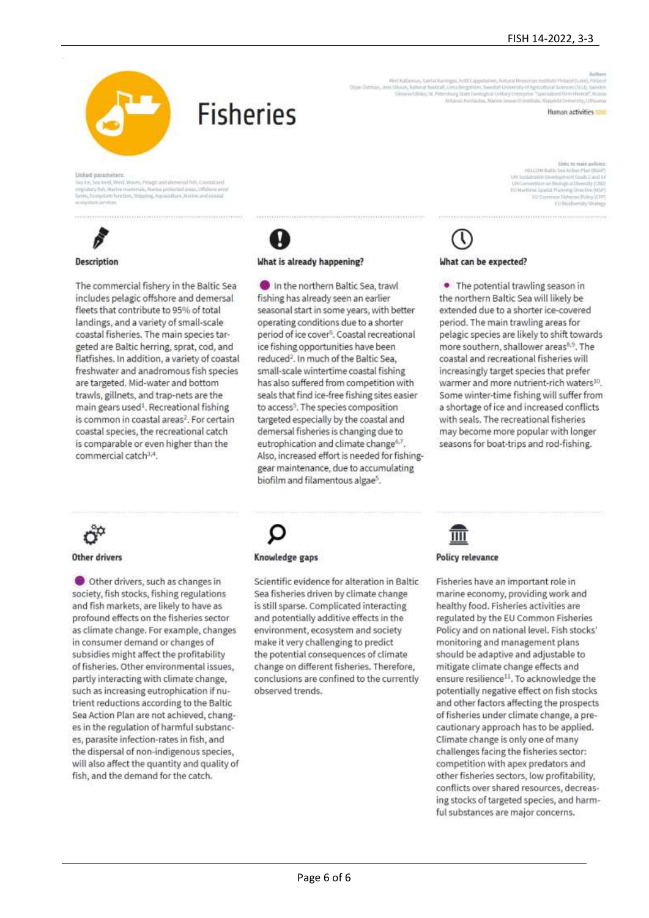# Fisheries

Authors

Meri Kallasvuo, Sanna Kuningas, Antti Lappalainen, Natural Resources Institute Finland (Luke), Finland
Örjan Östman, Jens Olsson, Rahmat Naddafi, Lena Bergström, Swedish University of Agricultural Sciences (SLU), Sweden
Oksana Glibko, St. Petersburg State Geological Unitary Enterprise "Specialized Firm Mineral", Russia
Antanas Kontautas, Marine research institute, Klaipėda University, Lithuania

Human activities

Linked parameters:
Sea ice, Sea level, Wind, Waves, Pelagic and demersal fish, Coastal and migratory fish, Marine mammals, Marine protected areas, Offshore wind farms, Ecosystem function, Shipping, Aquaculture, Marine and coastal ecosystem services

Links to main policies:
HELCOM Baltic Sea Action Plan (BSAP)
UN Sustainable Development Goals 2 and 14
UN Convention on Biological Diversity (CBD)
EU Maritime Spatial Planning Directive (MSP)
EU Common Fisheries Policy (CFP)
EU Biodiversity Strategy

### Description

The commercial fishery in the Baltic Sea includes pelagic offshore and demersal fleets that contribute to 95% of total landings, and a variety of small-scale coastal fisheries. The main species targeted are Baltic herring, sprat, cod, and flatfishes. In addition, a variety of coastal freshwater and anadromous fish species are targeted. Mid-water and bottom trawls, gillnets, and trap-nets are the main gears used[1]. Recreational fishing is common in coastal areas[2]. For certain coastal species, the recreational catch is comparable or even higher than the commercial catch[3,4].

### What is already happening?

In the northern Baltic Sea, trawl fishing has already seen an earlier seasonal start in some years, with better operating conditions due to a shorter period of ice cover[5]. Coastal recreational ice fishing opportunities have been reduced[2]. In much of the Baltic Sea, small-scale wintertime coastal fishing has also suffered from competition with seals that find ice-free fishing sites easier to access[5]. The species composition targeted especially by the coastal and demersal fisheries is changing due to eutrophication and climate change[6,7]. Also, increased effort is needed for fishing-gear maintenance, due to accumulating biofilm and filamentous algae[5].

### What can be expected?

The potential trawling season in the northern Baltic Sea will likely be extended due to a shorter ice-covered period. The main trawling areas for pelagic species are likely to shift towards more southern, shallower areas[8,9]. The coastal and recreational fisheries will increasingly target species that prefer warmer and more nutrient-rich waters[10]. Some winter-time fishing will suffer from a shortage of ice and increased conflicts with seals. The recreational fisheries may become more popular with longer seasons for boat-trips and rod-fishing.

### Other drivers

Other drivers, such as changes in society, fish stocks, fishing regulations and fish markets, are likely to have as profound effects on the fisheries sector as climate change. For example, changes in consumer demand or changes of subsidies might affect the profitability of fisheries. Other environmental issues, partly interacting with climate change, such as increasing eutrophication if nutrient reductions according to the Baltic Sea Action Plan are not achieved, changes in the regulation of harmful substances, parasite infection-rates in fish, and the dispersal of non-indigenous species, will also affect the quantity and quality of fish, and the demand for the catch.

### Knowledge gaps

Scientific evidence for alteration in Baltic Sea fisheries driven by climate change is still sparse. Complicated interacting and potentially additive effects in the environment, ecosystem and society make it very challenging to predict the potential consequences of climate change on different fisheries. Therefore, conclusions are confined to the currently observed trends.

### Policy relevance

Fisheries have an important role in marine economy, providing work and healthy food. Fisheries activities are regulated by the EU Common Fisheries Policy and on national level. Fish stocks' monitoring and management plans should be adaptive and adjustable to mitigate climate change effects and ensure resilience[11]. To acknowledge the potentially negative effect on fish stocks and other factors affecting the prospects of fisheries under climate change, a precautionary approach has to be applied. Climate change is only one of many challenges facing the fisheries sector: competition with apex predators and other fisheries sectors, low profitability, conflicts over shared resources, decreasing stocks of targeted species, and harmful substances are major concerns.